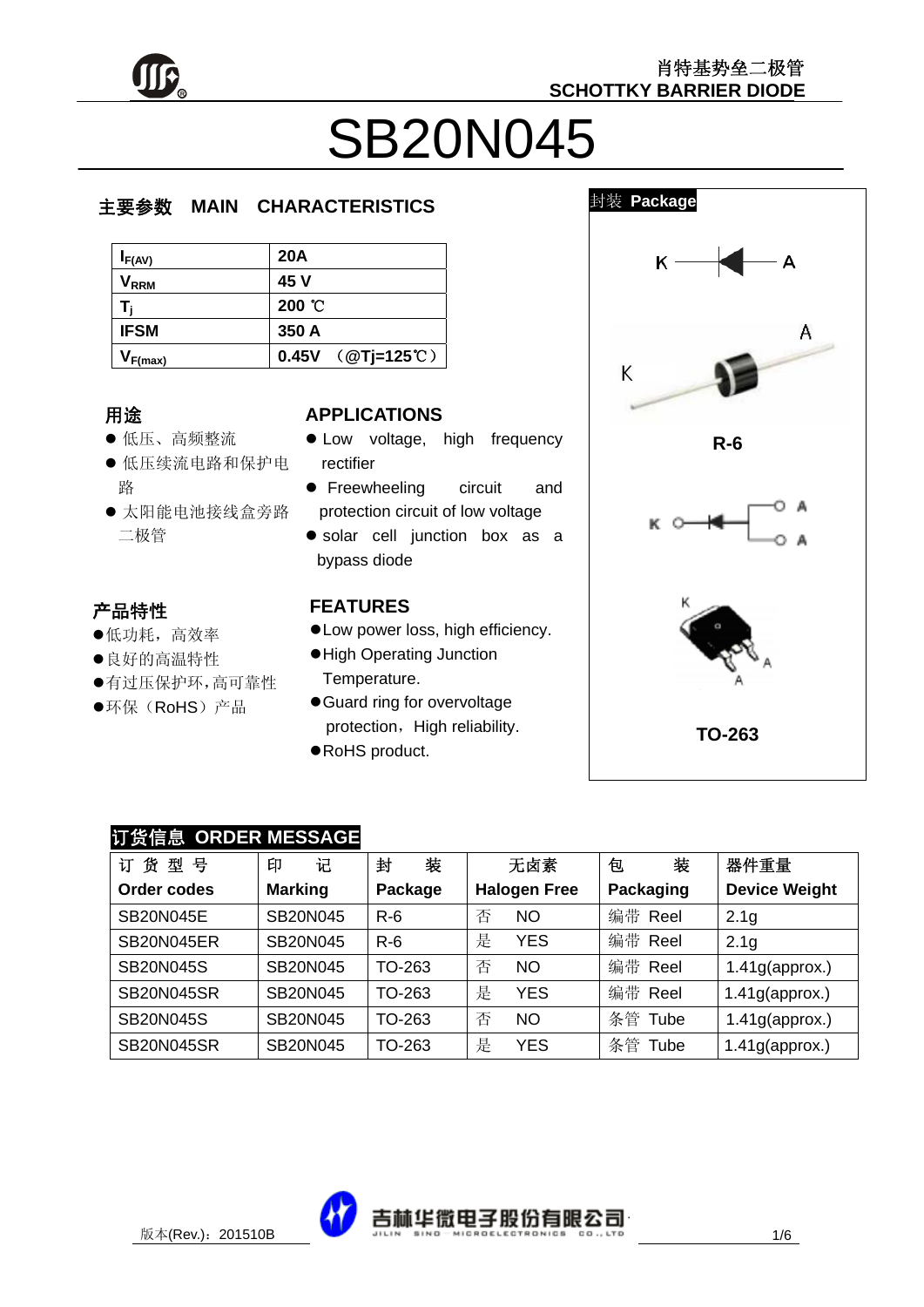肖特基势垒二极管
SCHOTTKY BARRIER DIODE

# SB20N045

## 主要参数 MAIN CHARACTERISTICS

| | |
|---|---|
| $I_{F(AV)}$ | 20A |
| $V_{RRM}$ | 45 V |
| $T_j$ | 200 ℃ |
| IFSM | 350 A |
| $V_{F(max)}$ | 0.45V （@Tj=125℃） |

## 用途

- 低压、高频整流
- 低压续流电路和保护电路
- 太阳能电池接线盒旁路二极管

## APPLICATIONS

- Low voltage, high frequency rectifier
- Freewheeling circuit and protection circuit of low voltage
- solar cell junction box as a bypass diode

## 产品特性

- 低功耗，高效率
- 良好的高温特性
- 有过压保护环，高可靠性
- 环保（RoHS）产品

## FEATURES

- Low power loss, high efficiency.
- High Operating Junction Temperature.
- Guard ring for overvoltage protection，High reliability.
- RoHS product.

## 封装 Package

K A

R-6

K A A

TO-263

## 订货信息 ORDER MESSAGE

| 订 货 型 号 Order codes | 印 记 Marking | 封 装 Package | 无卤素 Halogen Free | 包 装 Packaging | 器件重量 Device Weight |
|---|---|---|---|---|---|
| SB20N045E | SB20N045 | R-6 | 否 NO | 编带 Reel | 2.1g |
| SB20N045ER | SB20N045 | R-6 | 是 YES | 编带 Reel | 2.1g |
| SB20N045S | SB20N045 | TO-263 | 否 NO | 编带 Reel | 1.41g(approx.) |
| SB20N045SR | SB20N045 | TO-263 | 是 YES | 编带 Reel | 1.41g(approx.) |
| SB20N045S | SB20N045 | TO-263 | 否 NO | 条管 Tube | 1.41g(approx.) |
| SB20N045SR | SB20N045 | TO-263 | 是 YES | 条管 Tube | 1.41g(approx.) |

版本(Rev.)：201510B

吉林华微电子股份有限公司
JILIN SINO MICROELECTRONICS CO.,LTD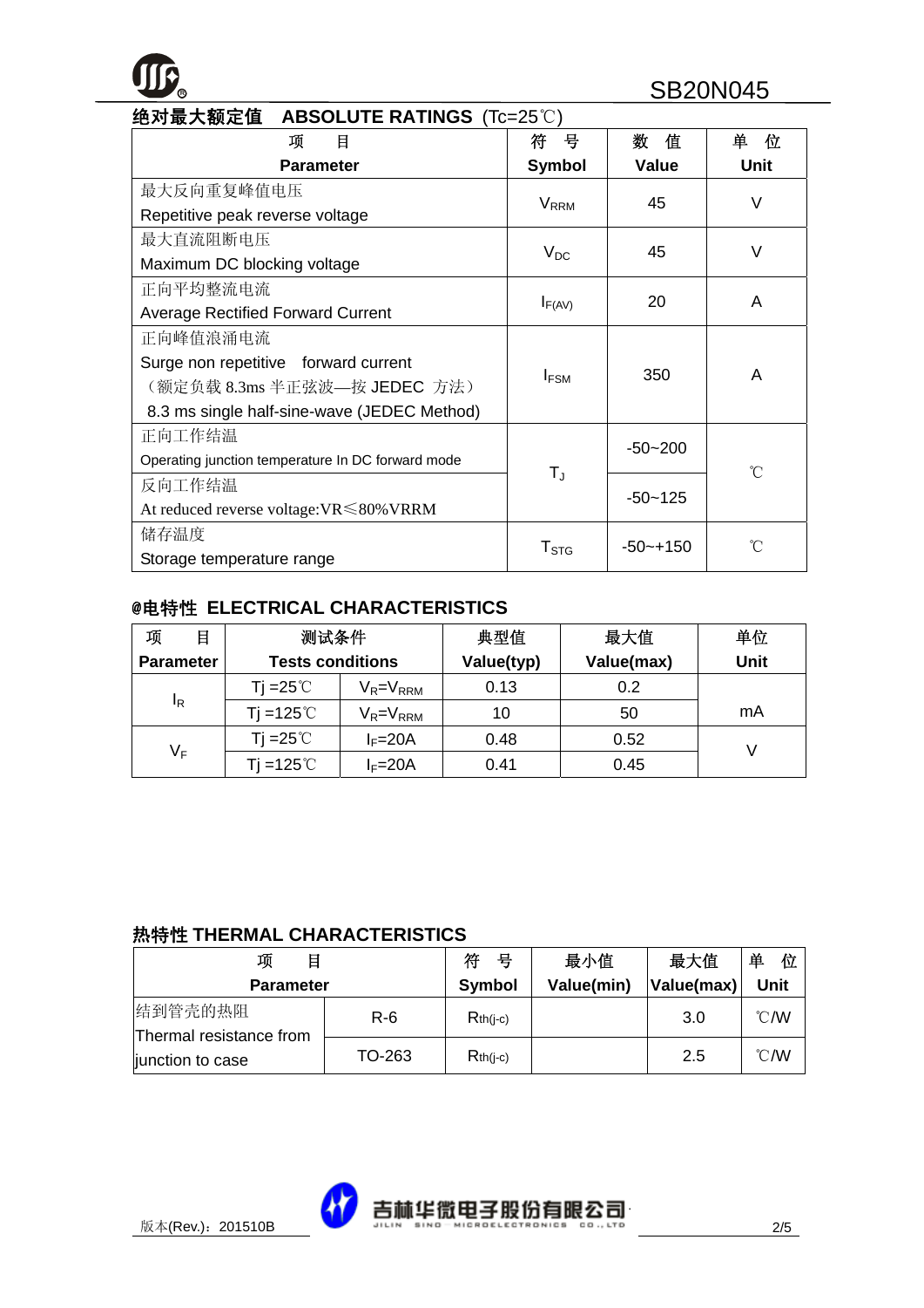## 绝对最大额定值 ABSOLUTE RATINGS (Tc=25℃)

| 项 目 Parameter | 符 号 Symbol | 数 值 Value | 单 位 Unit |
|---|---|---|---|
| 最大反向重复峰值电压 Repetitive peak reverse voltage | $V_{RRM}$ | 45 | V |
| 最大直流阻断电压 Maximum DC blocking voltage | $V_{DC}$ | 45 | V |
| 正向平均整流电流 Average Rectified Forward Current | $I_{F(AV)}$ | 20 | A |
| 正向峰值浪涌电流 Surge non repetitive forward current （额定负载 8.3ms 半正弦波—按 JEDEC 方法） 8.3 ms single half-sine-wave (JEDEC Method) | $I_{FSM}$ | 350 | A |
| 正向工作结温 Operating junction temperature In DC forward mode | $T_J$ | -50~200 | ℃ |
| 反向工作结温 At reduced reverse voltage:VR≤80%VRRM | | -50~125 | |
| 储存温度 Storage temperature range | $T_{STG}$ | -50~+150 | ℃ |

## @电特性 ELECTRICAL CHARACTERISTICS

| 项 目 Parameter | 测试条件 Tests conditions | | 典型值 Value(typ) | 最大值 Value(max) | 单位 Unit |
|---|---|---|---|---|---|
| $I_R$ | Tj =25℃ | $V_R$=$V_{RRM}$ | 0.13 | 0.2 | mA |
| | Tj =125℃ | $V_R$=$V_{RRM}$ | 10 | 50 | |
| $V_F$ | Tj =25℃ | $I_F$=20A | 0.48 | 0.52 | V |
| | Tj =125℃ | $I_F$=20A | 0.41 | 0.45 | |

## 热特性 THERMAL CHARACTERISTICS

| 项 目 Parameter | | 符 号 Symbol | 最小值 Value(min) | 最大值 Value(max) | 单 位 Unit |
|---|---|---|---|---|---|
| 结到管壳的热阻 Thermal resistance from junction to case | R-6 | $R_{th(j-c)}$ | | 3.0 | ℃/W |
| | TO-263 | $R_{th(j-c)}$ | | 2.5 | ℃/W |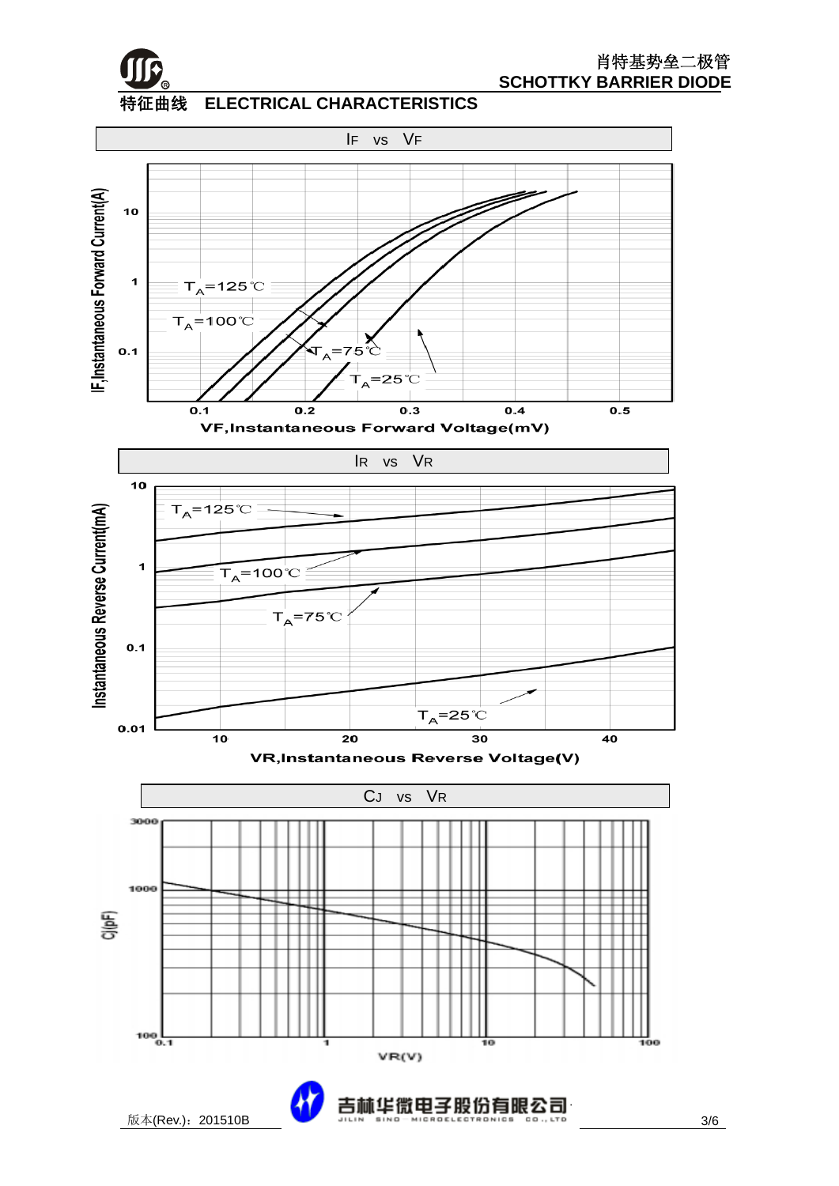## 特征曲线 ELECTRICAL CHARACTERISTICS

### IF vs VF

$T_A$=125℃

$T_A$=100℃

$T_A$=75℃

$T_A$=25℃

IF,Instantaneous Forward Current(A): 0.1, 1, 10

VF,Instantaneous Forward Voltage(mV): 0.1, 0.2, 0.3, 0.4, 0.5

### IR vs VR

$T_A$=125℃

$T_A$=100℃

$T_A$=75℃

$T_A$=25℃

Instantaneous Reverse Current(mA): 0.01, 0.1, 1, 10

VR,Instantaneous Reverse Voltage(V): 10, 20, 30, 40

### CJ vs VR

CJ(pF): 100, 1000, 3000

VR(V): 0.1, 1, 10, 100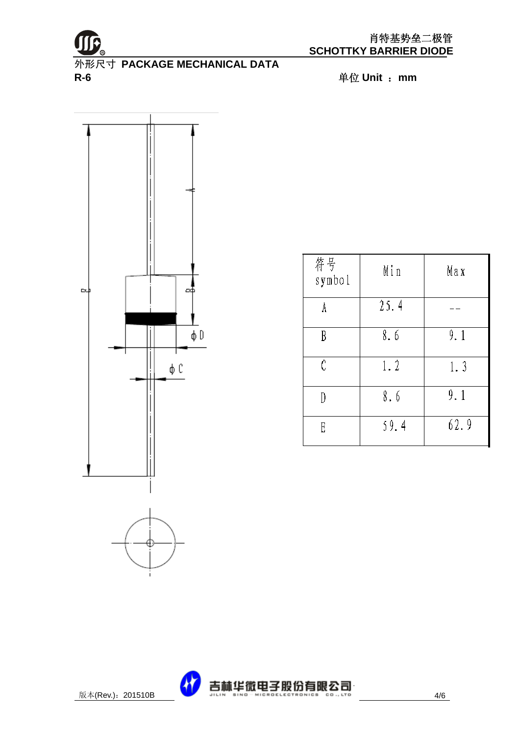# 肖特基势垒二极管 SCHOTTKY BARRIER DIODE

## 外形尺寸 PACKAGE MECHANICAL DATA

**R-6**

单位 **Unit ： mm**

| 符号 symbol | Min | Max |
|---|---|---|
| A | 25.4 | -- |
| B | 8.6 | 9.1 |
| C | 1.2 | 1.3 |
| D | 8.6 | 9.1 |
| E | 59.4 | 62.9 |

版本(Rev.)：201510B

吉林华微电子股份有限公司
JILIN SINO-MICROELECTRONICS CO.,LTD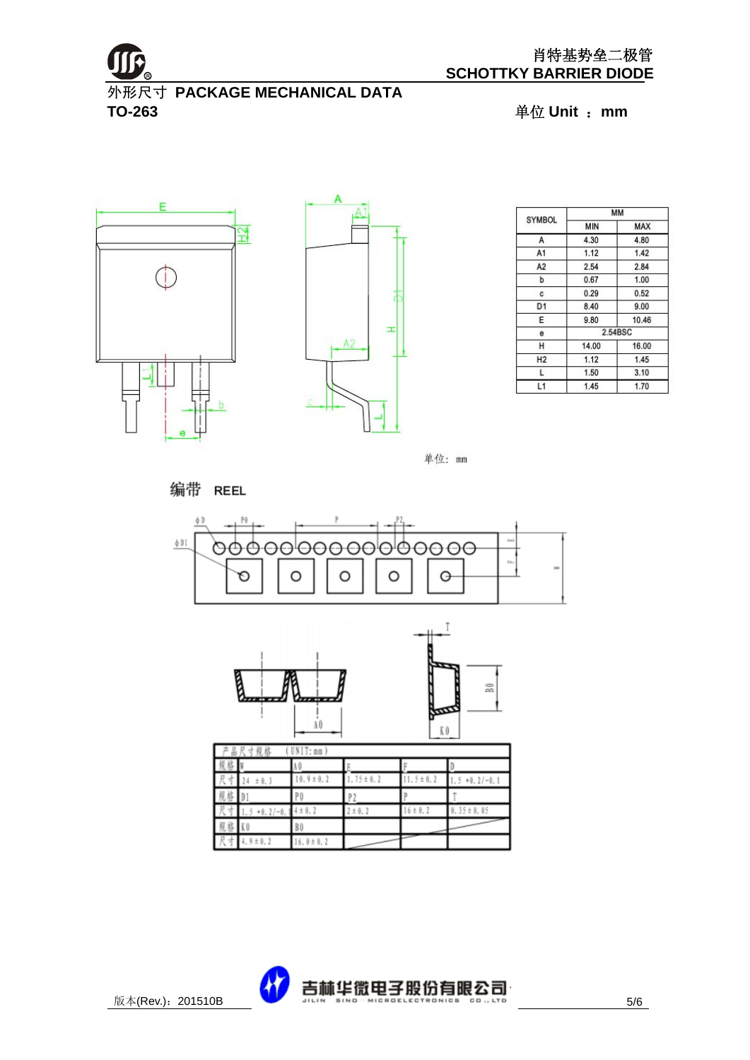# 外形尺寸 PACKAGE MECHANICAL DATA

**TO-263** 单位 Unit ：mm

| SYMBOL | MM | |
|---|---|---|
| | MIN | MAX |
| A | 4.30 | 4.80 |
| A1 | 1.12 | 1.42 |
| A2 | 2.54 | 2.84 |
| b | 0.67 | 1.00 |
| c | 0.29 | 0.52 |
| D1 | 8.40 | 9.00 |
| E | 9.80 | 10.46 |
| e | 2.54BSC | |
| H | 14.00 | 16.00 |
| H2 | 1.12 | 1.45 |
| L | 1.50 | 3.10 |
| L1 | 1.45 | 1.70 |

单位：mm

## 编带 REEL

产品尺寸规格 (UNIT: mm)

| 规格 | W | A0 | E | F | D |
|---|---|---|---|---|---|
| 尺寸 | 24 ±0.3 | 10.9±0.2 | 1.75±0.2 | 11.5±0.2 | 1.5 +0.2/-0.1 |
| 规格 | D1 | P0 | P2 | P | T |
| 尺寸 | 1.5 +0.2/-0.1 | 4±0.2 | 2±0.2 | 16±0.2 | 0.35±0.05 |
| 规格 | K0 | B0 | | | |
| 尺寸 | 4.9±0.2 | 16.0±0.2 | | | |

版本(Rev.)：201510B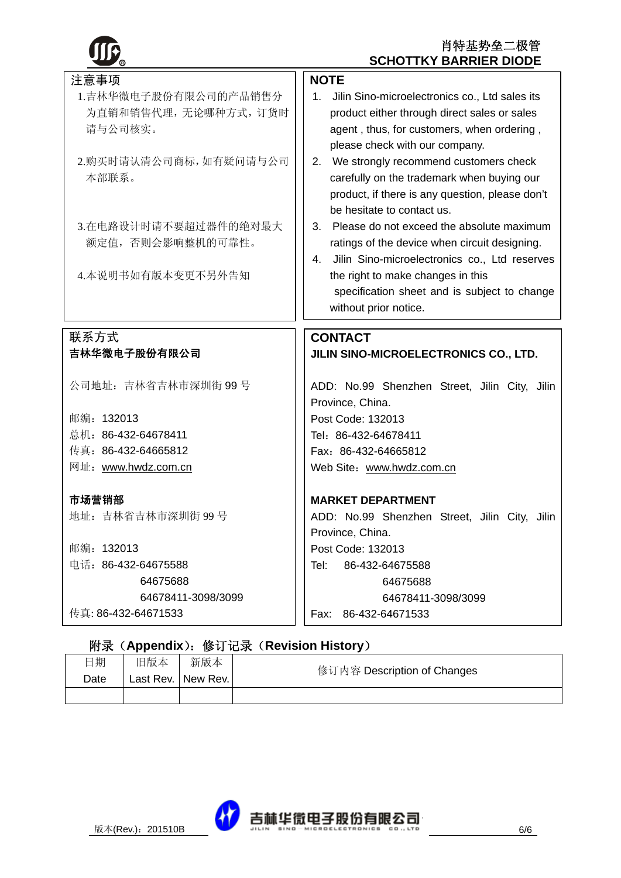## 注意事项

1.吉林华微电子股份有限公司的产品销售分为直销和销售代理，无论哪种方式，订货时请与公司核实。

2.购买时请认清公司商标，如有疑问请与公司本部联系。

3.在电路设计时请不要超过器件的绝对最大额定值，否则会影响整机的可靠性。

4.本说明书如有版本变更不另外告知

## NOTE

1. Jilin Sino-microelectronics co., Ltd sales its product either through direct sales or sales agent , thus, for customers, when ordering , please check with our company.
2. We strongly recommend customers check carefully on the trademark when buying our product, if there is any question, please don't be hesitate to contact us.
3. Please do not exceed the absolute maximum ratings of the device when circuit designing.
4. Jilin Sino-microelectronics co., Ltd reserves the right to make changes in this specification sheet and is subject to change without prior notice.

## 联系方式

**吉林华微电子股份有限公司**

公司地址：吉林省吉林市深圳街 99 号

邮编：132013
总机：86-432-64678411
传真：86-432-64665812
网址：www.hwdz.com.cn

**市场营销部**

地址：吉林省吉林市深圳街 99 号

邮编：132013
电话：86-432-64675588
64675688
64678411-3098/3099
传真: 86-432-64671533

## CONTACT

**JILIN SINO-MICROELECTRONICS CO., LTD.**

ADD: No.99 Shenzhen Street, Jilin City, Jilin Province, China.
Post Code: 132013
Tel：86-432-64678411
Fax：86-432-64665812
Web Site：www.hwdz.com.cn

**MARKET DEPARTMENT**

ADD: No.99 Shenzhen Street, Jilin City, Jilin Province, China.
Post Code: 132013
Tel: 86-432-64675588
64675688
64678411-3098/3099
Fax: 86-432-64671533

## 附录（Appendix）：修订记录（Revision History）

| 日期 Date | 旧版本 Last Rev. | 新版本 New Rev. | 修订内容 Description of Changes |
|---|---|---|---|
| | | | |